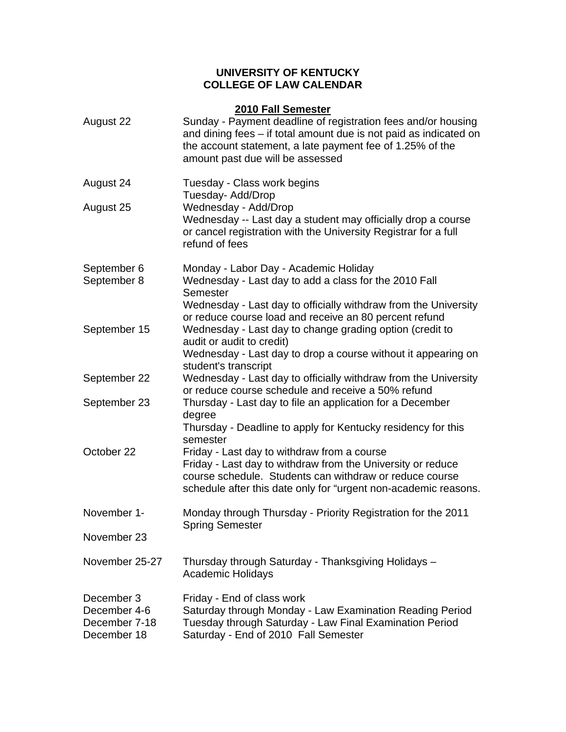**UNIVERSITY OF KENTUCKY**
**COLLEGE OF LAW CALENDAR**

**2010 Fall Semester**

| Date | Event |
|---|---|
| August 22 | Sunday - Payment deadline of registration fees and/or housing and dining fees – if total amount due is not paid as indicated on the account statement, a late payment fee of 1.25% of the amount past due will be assessed |
| August 24 | Tuesday - Class work begins<br>Tuesday- Add/Drop |
| August 25 | Wednesday - Add/Drop<br>Wednesday -- Last day a student may officially drop a course or cancel registration with the University Registrar for a full refund of fees |
| September 6 | Monday - Labor Day - Academic Holiday |
| September 8 | Wednesday - Last day to add a class for the 2010 Fall Semester<br>Wednesday - Last day to officially withdraw from the University or reduce course load and receive an 80 percent refund |
| September 15 | Wednesday - Last day to change grading option (credit to audit or audit to credit)<br>Wednesday - Last day to drop a course without it appearing on student's transcript |
| September 22 | Wednesday - Last day to officially withdraw from the University or reduce course schedule and receive a 50% refund |
| September 23 | Thursday - Last day to file an application for a December degree<br>Thursday - Deadline to apply for Kentucky residency for this semester |
| October 22 | Friday - Last day to withdraw from a course<br>Friday - Last day to withdraw from the University or reduce course schedule. Students can withdraw or reduce course schedule after this date only for "urgent non-academic reasons. |
| November 1- November 23 | Monday through Thursday - Priority Registration for the 2011 Spring Semester |
| November 25-27 | Thursday through Saturday - Thanksgiving Holidays – Academic Holidays |
| December 3 | Friday - End of class work |
| December 4-6 | Saturday through Monday - Law Examination Reading Period |
| December 7-18 | Tuesday through Saturday - Law Final Examination Period |
| December 18 | Saturday - End of 2010 Fall Semester |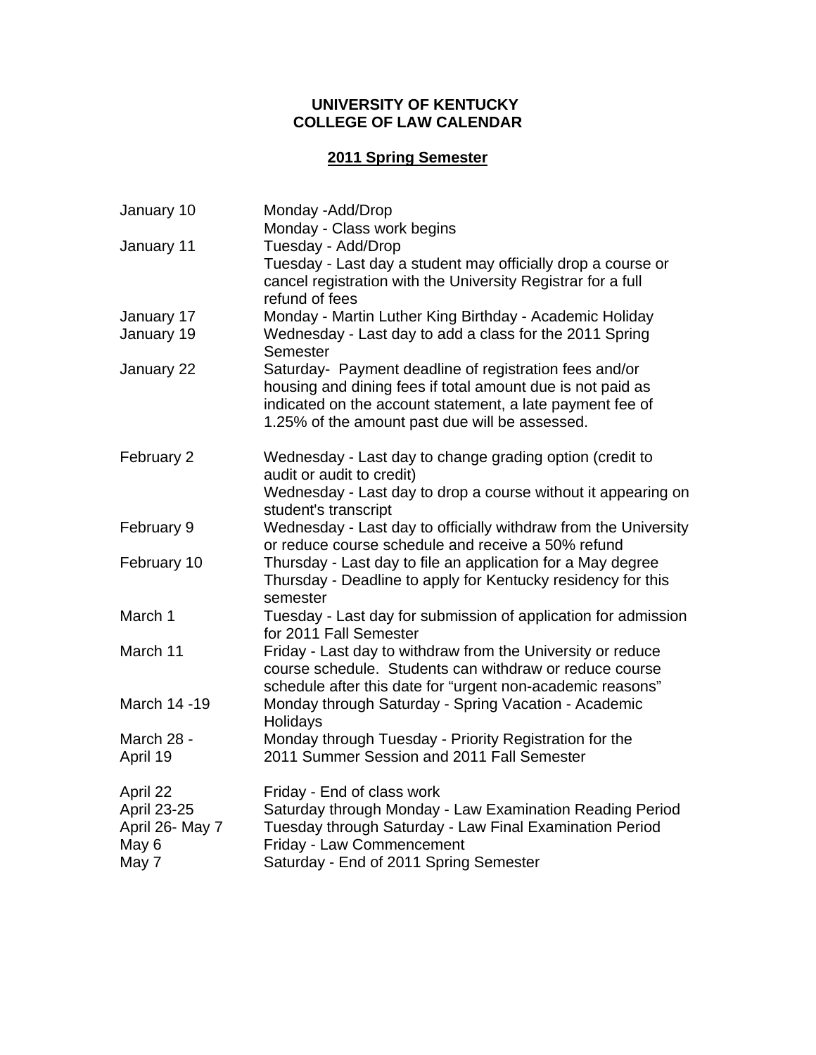**UNIVERSITY OF KENTUCKY**
**COLLEGE OF LAW CALENDAR**

## 2011 Spring Semester

| Date | Event |
|---|---|
| January 10 | Monday -Add/Drop<br>Monday - Class work begins |
| January 11 | Tuesday - Add/Drop<br>Tuesday - Last day a student may officially drop a course or cancel registration with the University Registrar for a full refund of fees |
| January 17 | Monday - Martin Luther King Birthday - Academic Holiday |
| January 19 | Wednesday - Last day to add a class for the 2011 Spring Semester |
| January 22 | Saturday- Payment deadline of registration fees and/or housing and dining fees if total amount due is not paid as indicated on the account statement, a late payment fee of 1.25% of the amount past due will be assessed. |
| February 2 | Wednesday - Last day to change grading option (credit to audit or audit to credit)<br>Wednesday - Last day to drop a course without it appearing on student's transcript |
| February 9 | Wednesday - Last day to officially withdraw from the University or reduce course schedule and receive a 50% refund |
| February 10 | Thursday - Last day to file an application for a May degree<br>Thursday - Deadline to apply for Kentucky residency for this semester |
| March 1 | Tuesday - Last day for submission of application for admission for 2011 Fall Semester |
| March 11 | Friday - Last day to withdraw from the University or reduce course schedule. Students can withdraw or reduce course schedule after this date for "urgent non-academic reasons" |
| March 14 -19 | Monday through Saturday - Spring Vacation - Academic Holidays |
| March 28 - April 19 | Monday through Tuesday - Priority Registration for the 2011 Summer Session and 2011 Fall Semester |
| April 22 | Friday - End of class work |
| April 23-25 | Saturday through Monday - Law Examination Reading Period |
| April 26- May 7 | Tuesday through Saturday - Law Final Examination Period |
| May 6 | Friday - Law Commencement |
| May 7 | Saturday - End of 2011 Spring Semester |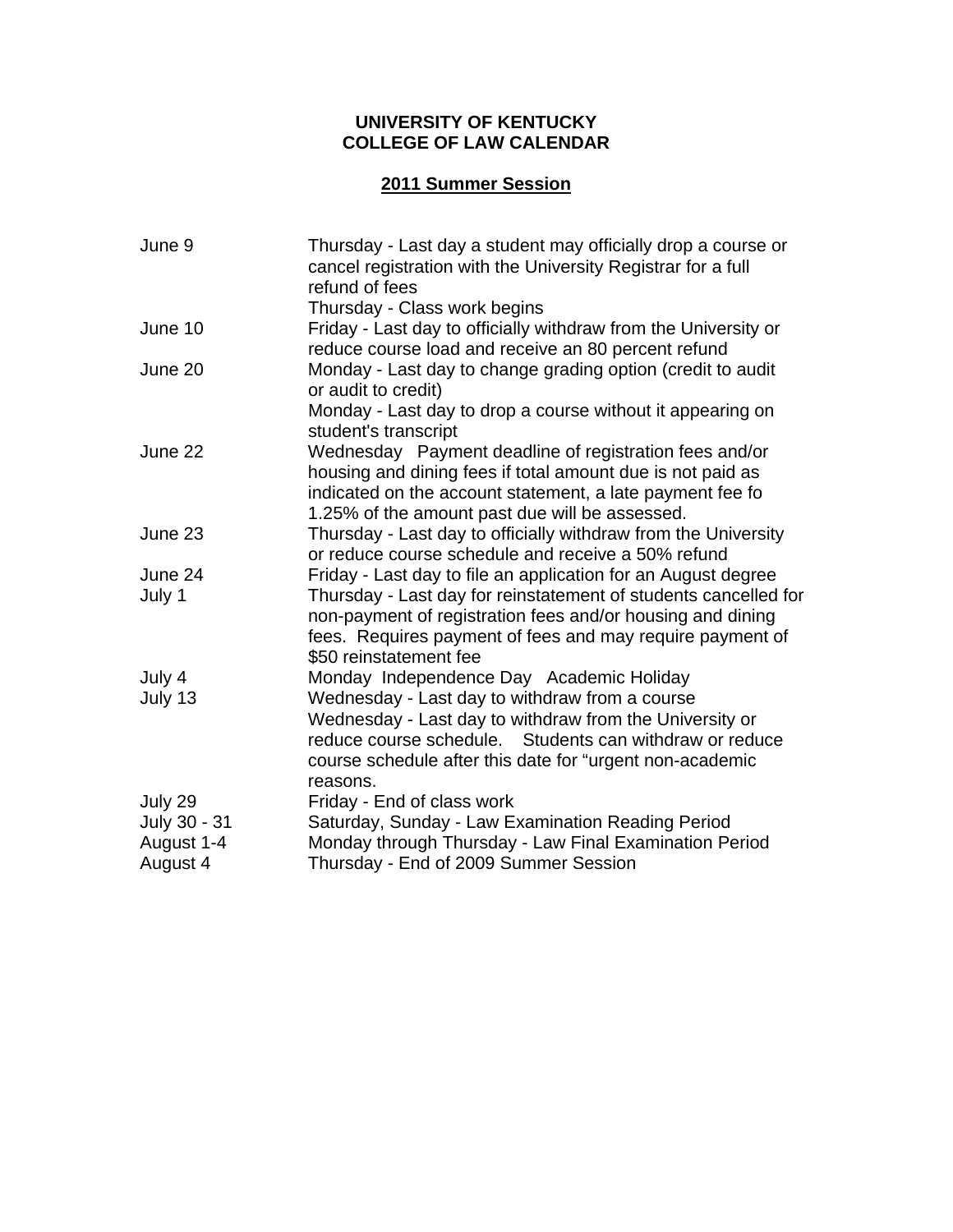**UNIVERSITY OF KENTUCKY**
**COLLEGE OF LAW CALENDAR**

**2011 Summer Session**

| | |
|---|---|
| June 9 | Thursday - Last day a student may officially drop a course or cancel registration with the University Registrar for a full refund of fees<br>Thursday - Class work begins |
| June 10 | Friday - Last day to officially withdraw from the University or reduce course load and receive an 80 percent refund |
| June 20 | Monday - Last day to change grading option (credit to audit or audit to credit)<br>Monday - Last day to drop a course without it appearing on student's transcript |
| June 22 | Wednesday Payment deadline of registration fees and/or housing and dining fees if total amount due is not paid as indicated on the account statement, a late payment fee fo 1.25% of the amount past due will be assessed. |
| June 23 | Thursday - Last day to officially withdraw from the University or reduce course schedule and receive a 50% refund |
| June 24 | Friday - Last day to file an application for an August degree |
| July 1 | Thursday - Last day for reinstatement of students cancelled for non-payment of registration fees and/or housing and dining fees. Requires payment of fees and may require payment of $50 reinstatement fee |
| July 4 | Monday Independence Day Academic Holiday |
| July 13 | Wednesday - Last day to withdraw from a course<br>Wednesday - Last day to withdraw from the University or reduce course schedule. Students can withdraw or reduce course schedule after this date for "urgent non-academic reasons. |
| July 29 | Friday - End of class work |
| July 30 - 31 | Saturday, Sunday - Law Examination Reading Period |
| August 1-4 | Monday through Thursday - Law Final Examination Period |
| August 4 | Thursday - End of 2009 Summer Session |